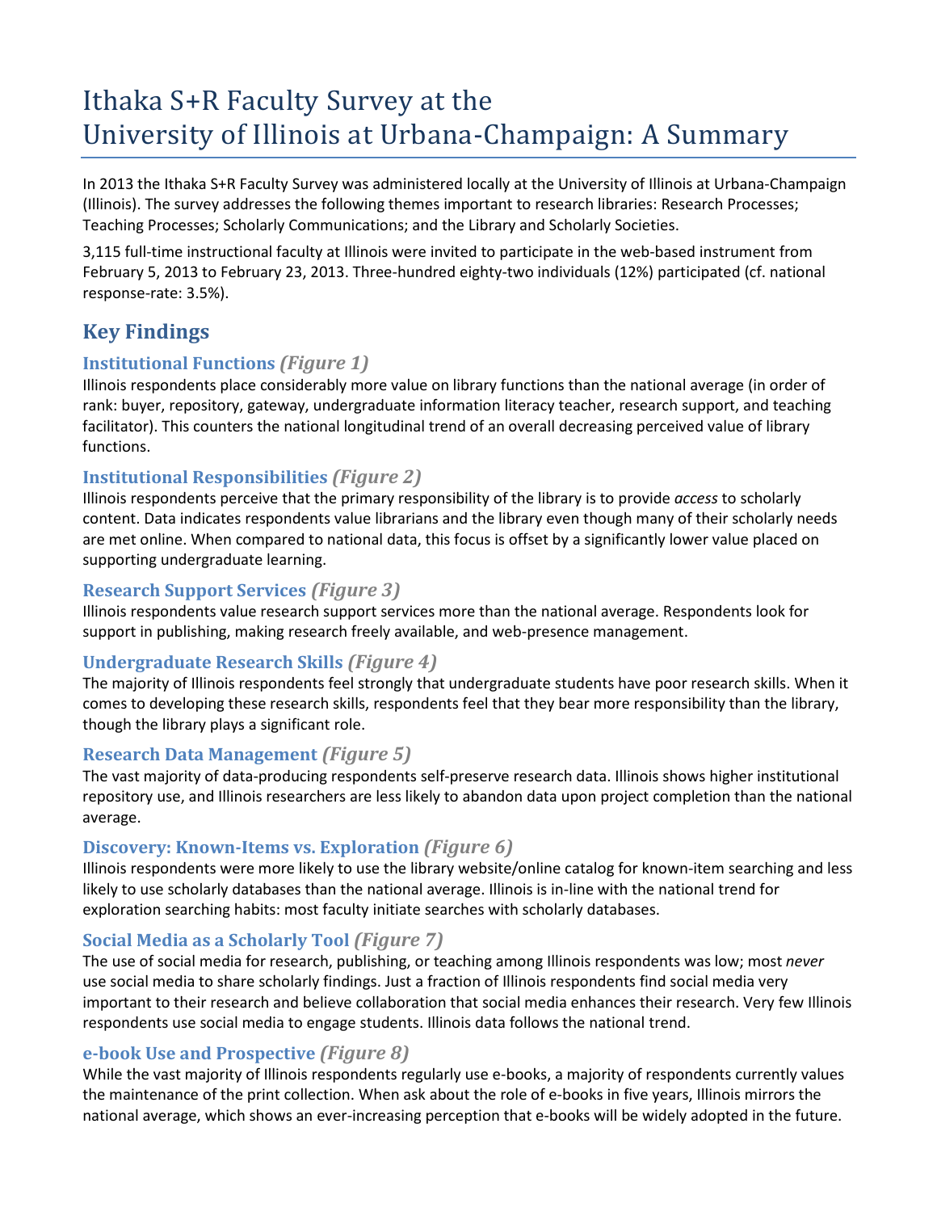# Ithaka S+R Faculty Survey at the University of Illinois at Urbana-Champaign: A Summary

In 2013 the Ithaka S+R Faculty Survey was administered locally at the University of Illinois at Urbana-Champaign (Illinois). The survey addresses the following themes important to research libraries: Research Processes; Teaching Processes; Scholarly Communications; and the Library and Scholarly Societies.

3,115 full-time instructional faculty at Illinois were invited to participate in the web-based instrument from February 5, 2013 to February 23, 2013. Three-hundred eighty-two individuals (12%) participated (cf. national response-rate: 3.5%).

## Key Findings

### Institutional Functions *(Figure 1)*

Illinois respondents place considerably more value on library functions than the national average (in order of rank: buyer, repository, gateway, undergraduate information literacy teacher, research support, and teaching facilitator). This counters the national longitudinal trend of an overall decreasing perceived value of library functions.

### Institutional Responsibilities *(Figure 2)*

Illinois respondents perceive that the primary responsibility of the library is to provide *access* to scholarly content. Data indicates respondents value librarians and the library even though many of their scholarly needs are met online. When compared to national data, this focus is offset by a significantly lower value placed on supporting undergraduate learning.

### Research Support Services *(Figure 3)*

Illinois respondents value research support services more than the national average. Respondents look for support in publishing, making research freely available, and web-presence management.

### Undergraduate Research Skills *(Figure 4)*

The majority of Illinois respondents feel strongly that undergraduate students have poor research skills. When it comes to developing these research skills, respondents feel that they bear more responsibility than the library, though the library plays a significant role.

### Research Data Management *(Figure 5)*

The vast majority of data-producing respondents self-preserve research data. Illinois shows higher institutional repository use, and Illinois researchers are less likely to abandon data upon project completion than the national average.

### Discovery: Known-Items vs. Exploration *(Figure 6)*

Illinois respondents were more likely to use the library website/online catalog for known-item searching and less likely to use scholarly databases than the national average. Illinois is in-line with the national trend for exploration searching habits: most faculty initiate searches with scholarly databases.

### Social Media as a Scholarly Tool *(Figure 7)*

The use of social media for research, publishing, or teaching among Illinois respondents was low; most *never* use social media to share scholarly findings. Just a fraction of Illinois respondents find social media very important to their research and believe collaboration that social media enhances their research. Very few Illinois respondents use social media to engage students. Illinois data follows the national trend.

### e-book Use and Prospective *(Figure 8)*

While the vast majority of Illinois respondents regularly use e-books, a majority of respondents currently values the maintenance of the print collection. When ask about the role of e-books in five years, Illinois mirrors the national average, which shows an ever-increasing perception that e-books will be widely adopted in the future.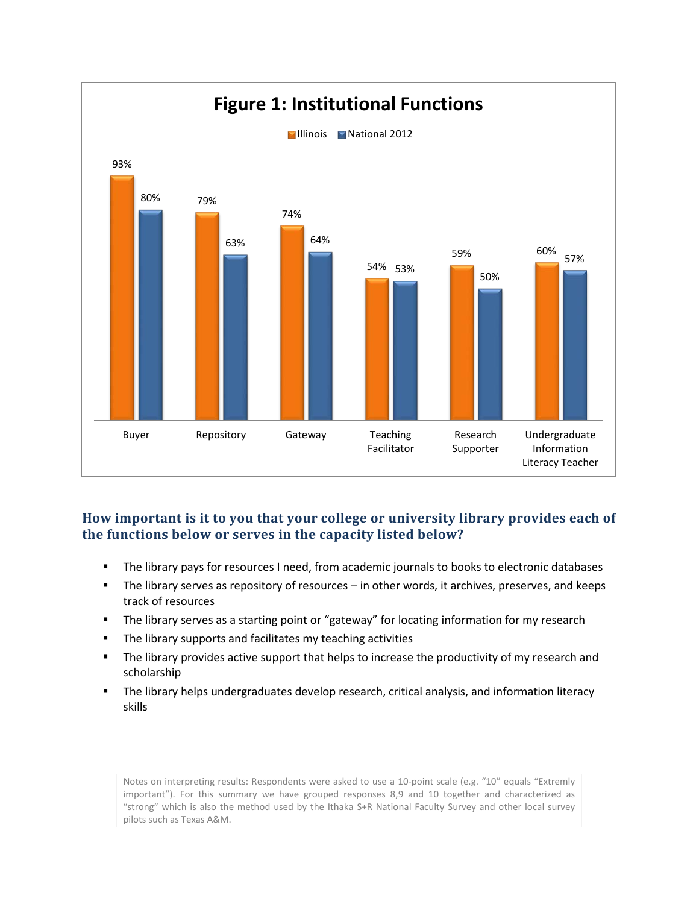## Figure 1: Institutional Functions

| | Illinois | National 2012 |
|---|---|---|
| Buyer | 93% | 80% |
| Repository | 79% | 63% |
| Gateway | 74% | 64% |
| Teaching Facilitator | 54% | 53% |
| Research Supporter | 59% | 50% |
| Undergraduate Information Literacy Teacher | 60% | 57% |

### How important is it to you that your college or university library provides each of the functions below or serves in the capacity listed below?

- The library pays for resources I need, from academic journals to books to electronic databases
- The library serves as repository of resources – in other words, it archives, preserves, and keeps track of resources
- The library serves as a starting point or "gateway" for locating information for my research
- The library supports and facilitates my teaching activities
- The library provides active support that helps to increase the productivity of my research and scholarship
- The library helps undergraduates develop research, critical analysis, and information literacy skills

Notes on interpreting results: Respondents were asked to use a 10-point scale (e.g. "10" equals "Extremly important"). For this summary we have grouped responses 8,9 and 10 together and characterized as "strong" which is also the method used by the Ithaka S+R National Faculty Survey and other local survey pilots such as Texas A&M.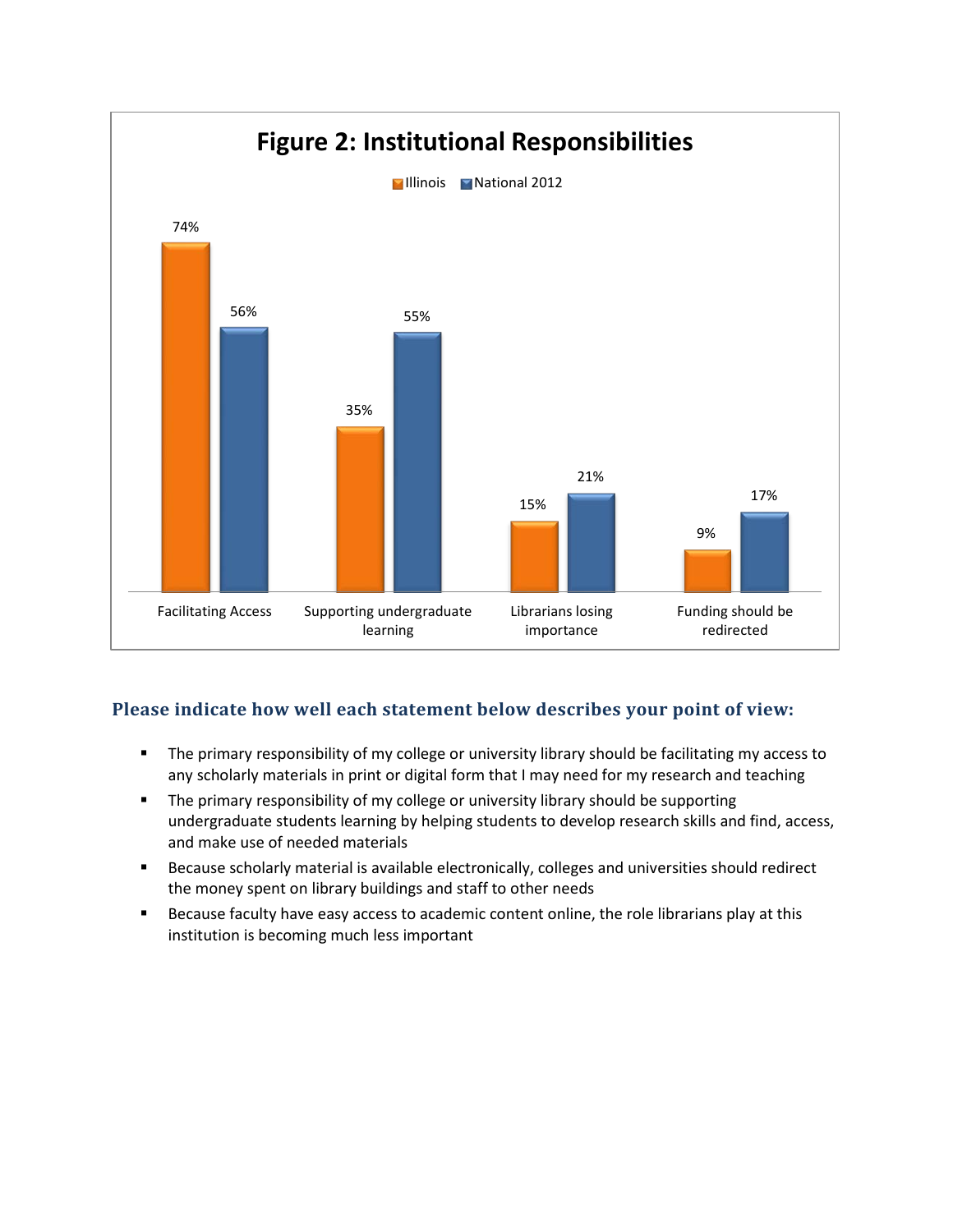**Figure 2: Institutional Responsibilities**

| | Illinois | National 2012 |
|---|---|---|
| Facilitating Access | 74% | 56% |
| Supporting undergraduate learning | 35% | 55% |
| Librarians losing importance | 15% | 21% |
| Funding should be redirected | 9% | 17% |

### Please indicate how well each statement below describes your point of view:

- The primary responsibility of my college or university library should be facilitating my access to any scholarly materials in print or digital form that I may need for my research and teaching
- The primary responsibility of my college or university library should be supporting undergraduate students learning by helping students to develop research skills and find, access, and make use of needed materials
- Because scholarly material is available electronically, colleges and universities should redirect the money spent on library buildings and staff to other needs
- Because faculty have easy access to academic content online, the role librarians play at this institution is becoming much less important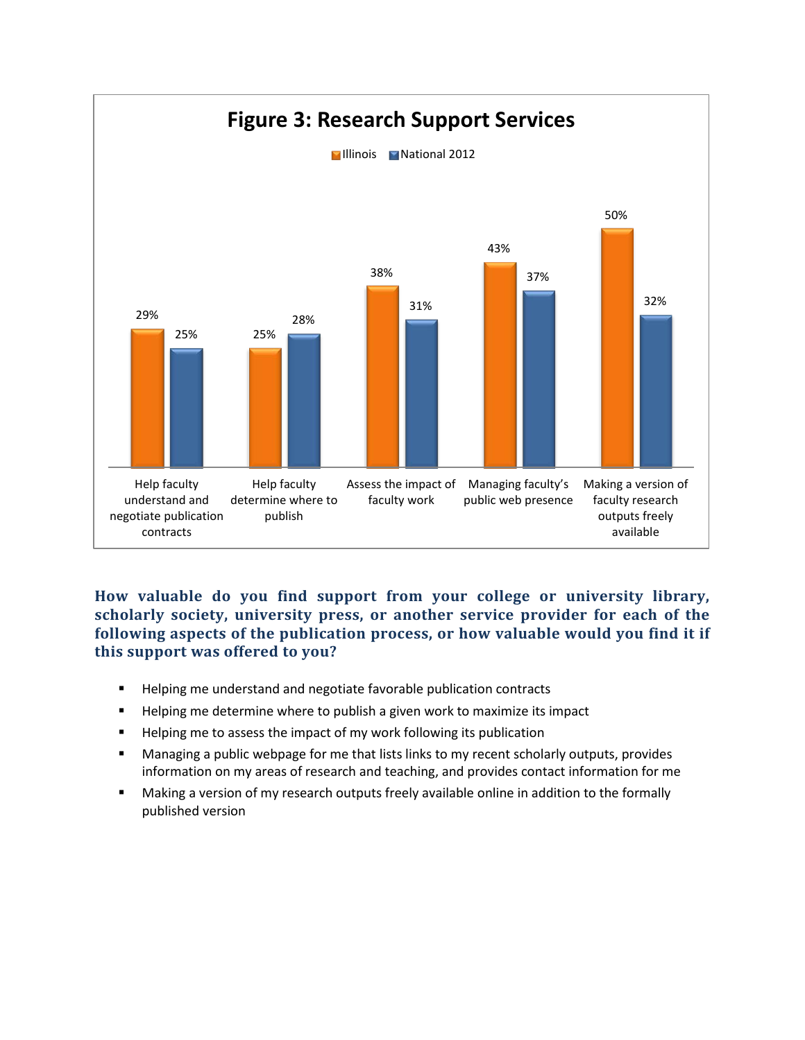**Figure 3: Research Support Services**

| | Illinois | National 2012 |
|---|---|---|
| Help faculty understand and negotiate publication contracts | 29% | 25% |
| Help faculty determine where to publish | 25% | 28% |
| Assess the impact of faculty work | 38% | 31% |
| Managing faculty's public web presence | 43% | 37% |
| Making a version of faculty research outputs freely available | 50% | 32% |

**How valuable do you find support from your college or university library, scholarly society, university press, or another service provider for each of the following aspects of the publication process, or how valuable would you find it if this support was offered to you?**

- Helping me understand and negotiate favorable publication contracts
- Helping me determine where to publish a given work to maximize its impact
- Helping me to assess the impact of my work following its publication
- Managing a public webpage for me that lists links to my recent scholarly outputs, provides information on my areas of research and teaching, and provides contact information for me
- Making a version of my research outputs freely available online in addition to the formally published version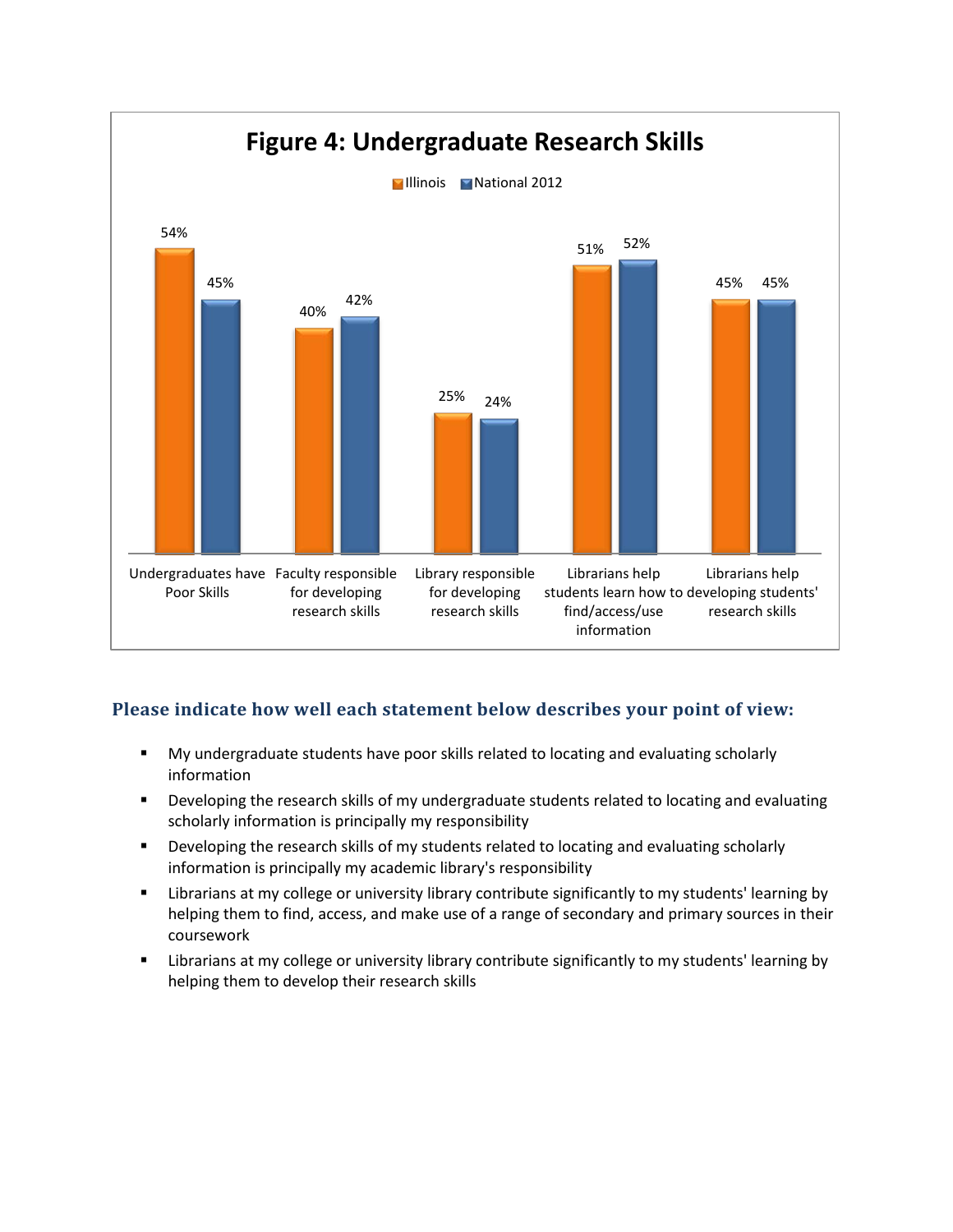## Figure 4: Undergraduate Research Skills

| | Illinois | National 2012 |
| --- | --- | --- |
| Undergraduates have Poor Skills | 54% | 45% |
| Faculty responsible for developing research skills | 40% | 42% |
| Library responsible for developing research skills | 25% | 24% |
| Librarians help students learn how to find/access/use information | 51% | 52% |
| Librarians help developing students' research skills | 45% | 45% |

### Please indicate how well each statement below describes your point of view:

- My undergraduate students have poor skills related to locating and evaluating scholarly information
- Developing the research skills of my undergraduate students related to locating and evaluating scholarly information is principally my responsibility
- Developing the research skills of my students related to locating and evaluating scholarly information is principally my academic library's responsibility
- Librarians at my college or university library contribute significantly to my students' learning by helping them to find, access, and make use of a range of secondary and primary sources in their coursework
- Librarians at my college or university library contribute significantly to my students' learning by helping them to develop their research skills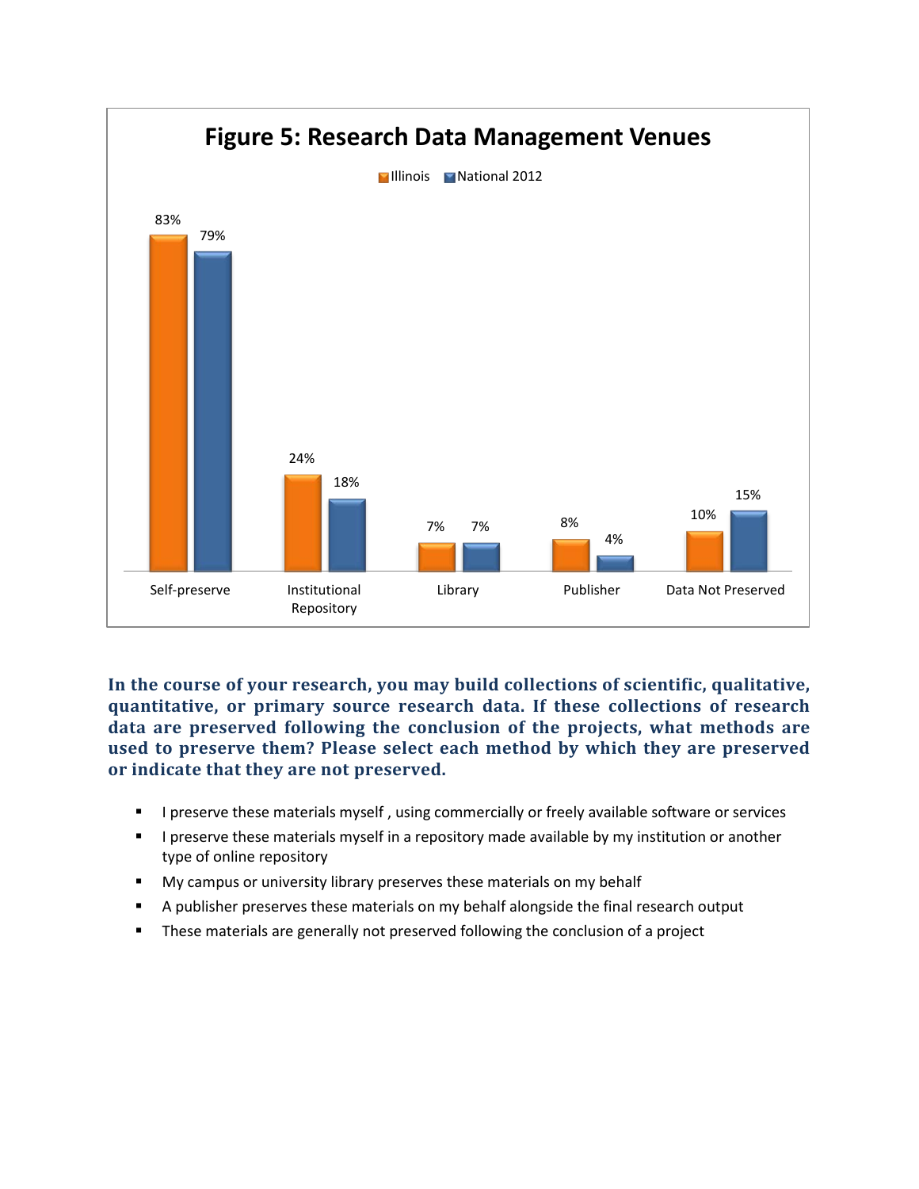**Figure 5: Research Data Management Venues**

| | Illinois | National 2012 |
|---|---|---|
| Self-preserve | 83% | 79% |
| Institutional Repository | 24% | 18% |
| Library | 7% | 7% |
| Publisher | 8% | 4% |
| Data Not Preserved | 10% | 15% |

**In the course of your research, you may build collections of scientific, qualitative, quantitative, or primary source research data. If these collections of research data are preserved following the conclusion of the projects, what methods are used to preserve them? Please select each method by which they are preserved or indicate that they are not preserved.**

- I preserve these materials myself , using commercially or freely available software or services
- I preserve these materials myself in a repository made available by my institution or another type of online repository
- My campus or university library preserves these materials on my behalf
- A publisher preserves these materials on my behalf alongside the final research output
- These materials are generally not preserved following the conclusion of a project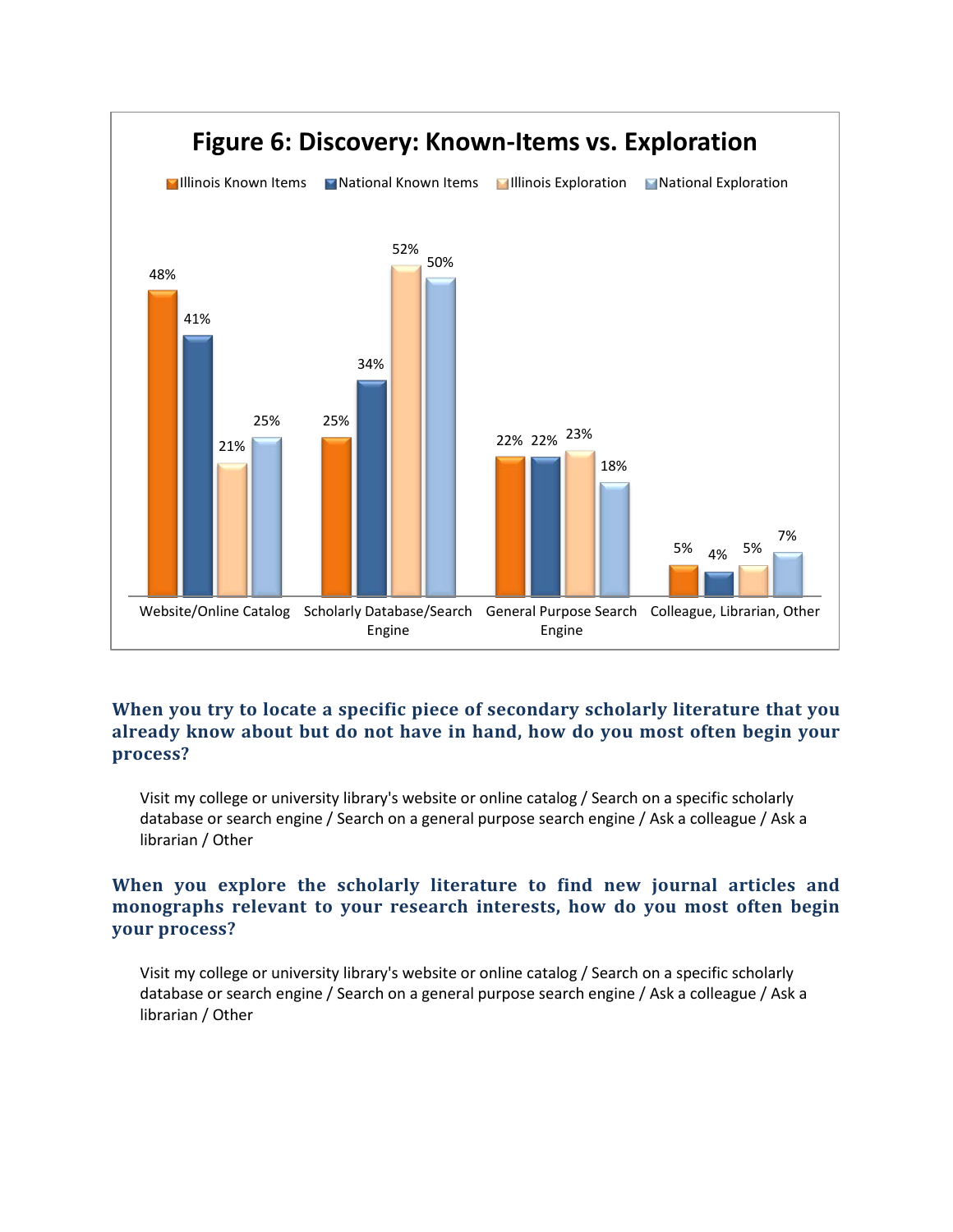**Figure 6: Discovery: Known-Items vs. Exploration**

| | Illinois Known Items | National Known Items | Illinois Exploration | National Exploration |
|---|---|---|---|---|
| Website/Online Catalog | 48% | 41% | 21% | 25% |
| Scholarly Database/Search Engine | 25% | 34% | 52% | 50% |
| General Purpose Search Engine | 22% | 22% | 23% | 18% |
| Colleague, Librarian, Other | 5% | 4% | 5% | 7% |

### When you try to locate a specific piece of secondary scholarly literature that you already know about but do not have in hand, how do you most often begin your process?

Visit my college or university library's website or online catalog / Search on a specific scholarly database or search engine / Search on a general purpose search engine / Ask a colleague / Ask a librarian / Other

### When you explore the scholarly literature to find new journal articles and monographs relevant to your research interests, how do you most often begin your process?

Visit my college or university library's website or online catalog / Search on a specific scholarly database or search engine / Search on a general purpose search engine / Ask a colleague / Ask a librarian / Other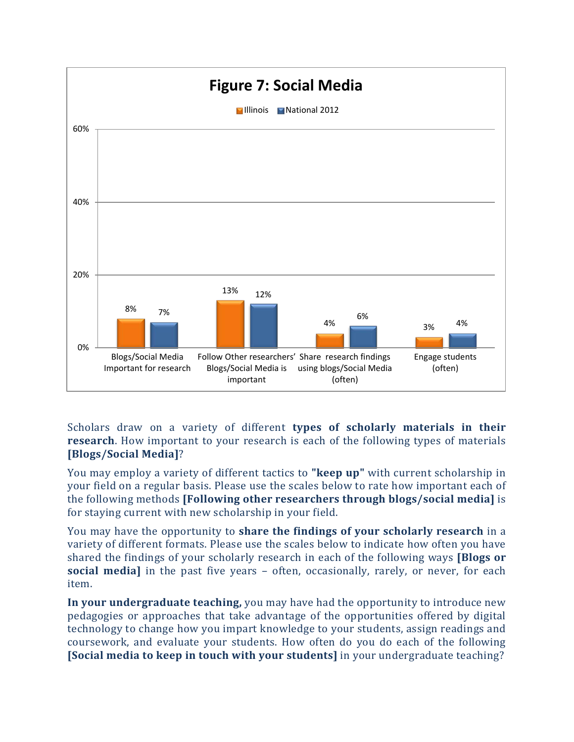**Figure 7: Social Media**

| | Illinois | National 2012 |
|---|---|---|
| Blogs/Social Media Important for research | 8% | 7% |
| Follow Other researchers' Blogs/Social Media is important | 13% | 12% |
| Share research findings using blogs/Social Media (often) | 4% | 6% |
| Engage students (often) | 3% | 4% |

Scholars draw on a variety of different **types of scholarly materials in their research**. How important to your research is each of the following types of materials **[Blogs/Social Media]**?

You may employ a variety of different tactics to **"keep up"** with current scholarship in your field on a regular basis. Please use the scales below to rate how important each of the following methods **[Following other researchers through blogs/social media]** is for staying current with new scholarship in your field.

You may have the opportunity to **share the findings of your scholarly research** in a variety of different formats. Please use the scales below to indicate how often you have shared the findings of your scholarly research in each of the following ways **[Blogs or social media]** in the past five years – often, occasionally, rarely, or never, for each item.

**In your undergraduate teaching,** you may have had the opportunity to introduce new pedagogies or approaches that take advantage of the opportunities offered by digital technology to change how you impart knowledge to your students, assign readings and coursework, and evaluate your students. How often do you do each of the following **[Social media to keep in touch with your students]** in your undergraduate teaching?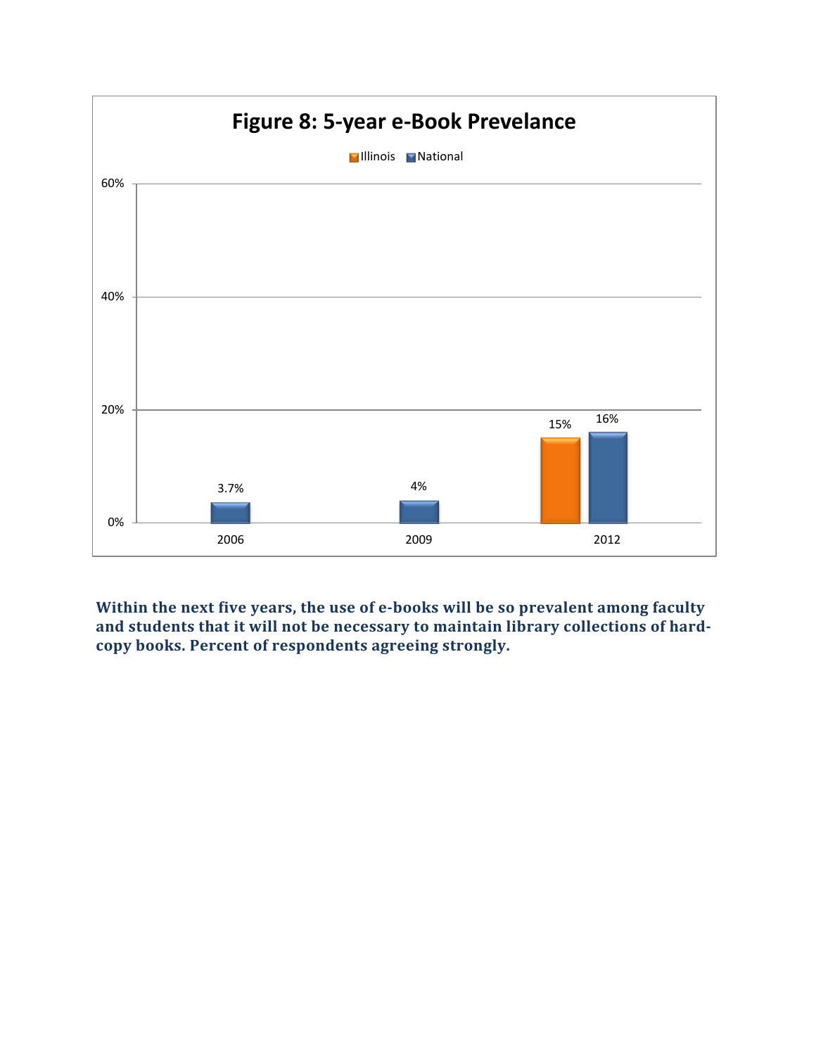Figure 8: 5-year e-Book Prevelance

Illinois National

60%

40%

20%

0%

3.7%

4%

15%

16%

2006

2009

2012

**Within the next five years, the use of e-books will be so prevalent among faculty and students that it will not be necessary to maintain library collections of hard-copy books. Percent of respondents agreeing strongly.**